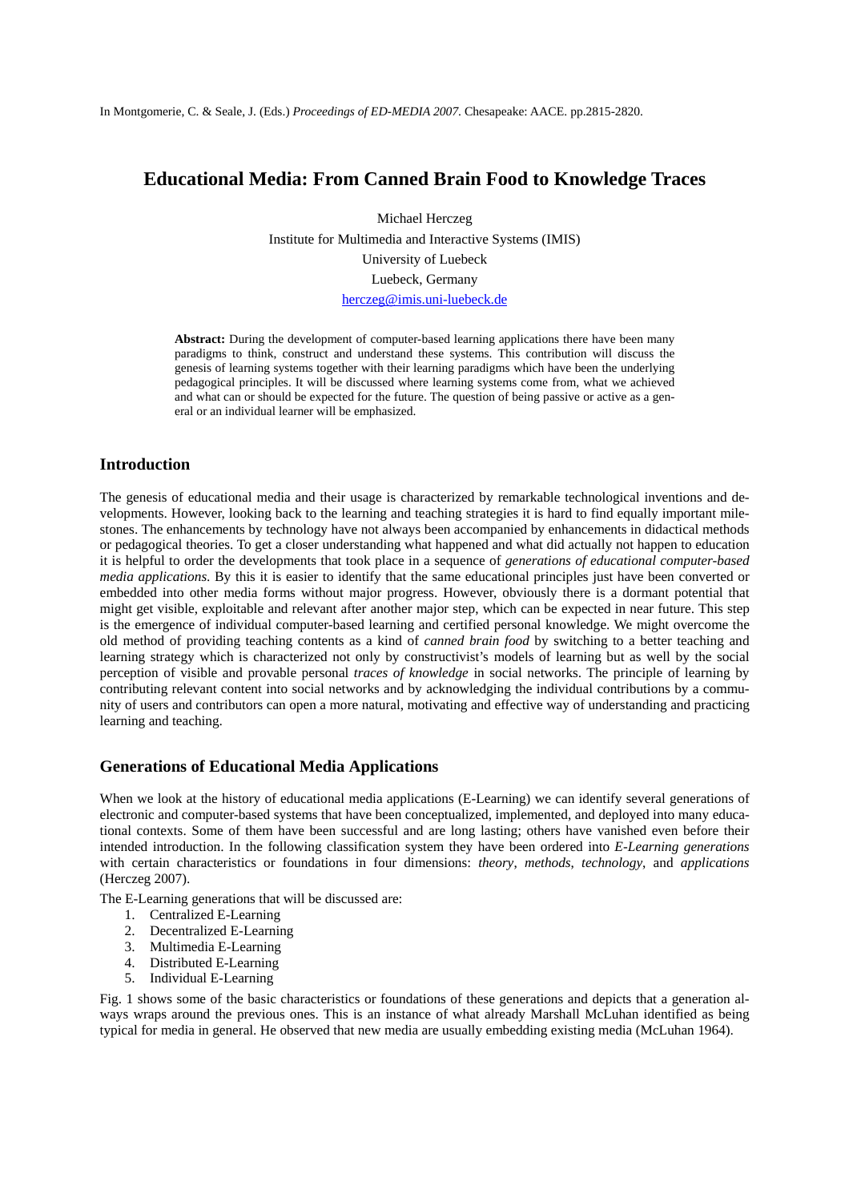In Montgomerie, C. & Seale, J. (Eds.) *Proceedings of ED-MEDIA 2007.* Chesapeake: AACE. pp.2815-2820.

# Educational Media: From Canned Brain Food to Knowledge Traces

Michael Herczeg
Institute for Multimedia and Interactive Systems (IMIS)
University of Luebeck
Luebeck, Germany
herczeg@imis.uni-luebeck.de

**Abstract:** During the development of computer-based learning applications there have been many paradigms to think, construct and understand these systems. This contribution will discuss the genesis of learning systems together with their learning paradigms which have been the underlying pedagogical principles. It will be discussed where learning systems come from, what we achieved and what can or should be expected for the future. The question of being passive or active as a general or an individual learner will be emphasized.

## Introduction

The genesis of educational media and their usage is characterized by remarkable technological inventions and developments. However, looking back to the learning and teaching strategies it is hard to find equally important milestones. The enhancements by technology have not always been accompanied by enhancements in didactical methods or pedagogical theories. To get a closer understanding what happened and what did actually not happen to education it is helpful to order the developments that took place in a sequence of *generations of educational computer-based media applications*. By this it is easier to identify that the same educational principles just have been converted or embedded into other media forms without major progress. However, obviously there is a dormant potential that might get visible, exploitable and relevant after another major step, which can be expected in near future. This step is the emergence of individual computer-based learning and certified personal knowledge. We might overcome the old method of providing teaching contents as a kind of *canned brain food* by switching to a better teaching and learning strategy which is characterized not only by constructivist's models of learning but as well by the social perception of visible and provable personal *traces of knowledge* in social networks. The principle of learning by contributing relevant content into social networks and by acknowledging the individual contributions by a community of users and contributors can open a more natural, motivating and effective way of understanding and practicing learning and teaching.

## Generations of Educational Media Applications

When we look at the history of educational media applications (E-Learning) we can identify several generations of electronic and computer-based systems that have been conceptualized, implemented, and deployed into many educational contexts. Some of them have been successful and are long lasting; others have vanished even before their intended introduction. In the following classification system they have been ordered into *E-Learning generations* with certain characteristics or foundations in four dimensions: *theory*, *methods*, *technology*, and *applications* (Herczeg 2007).

The E-Learning generations that will be discussed are:

1. Centralized E-Learning
2. Decentralized E-Learning
3. Multimedia E-Learning
4. Distributed E-Learning
5. Individual E-Learning

Fig. 1 shows some of the basic characteristics or foundations of these generations and depicts that a generation always wraps around the previous ones. This is an instance of what already Marshall McLuhan identified as being typical for media in general. He observed that new media are usually embedding existing media (McLuhan 1964).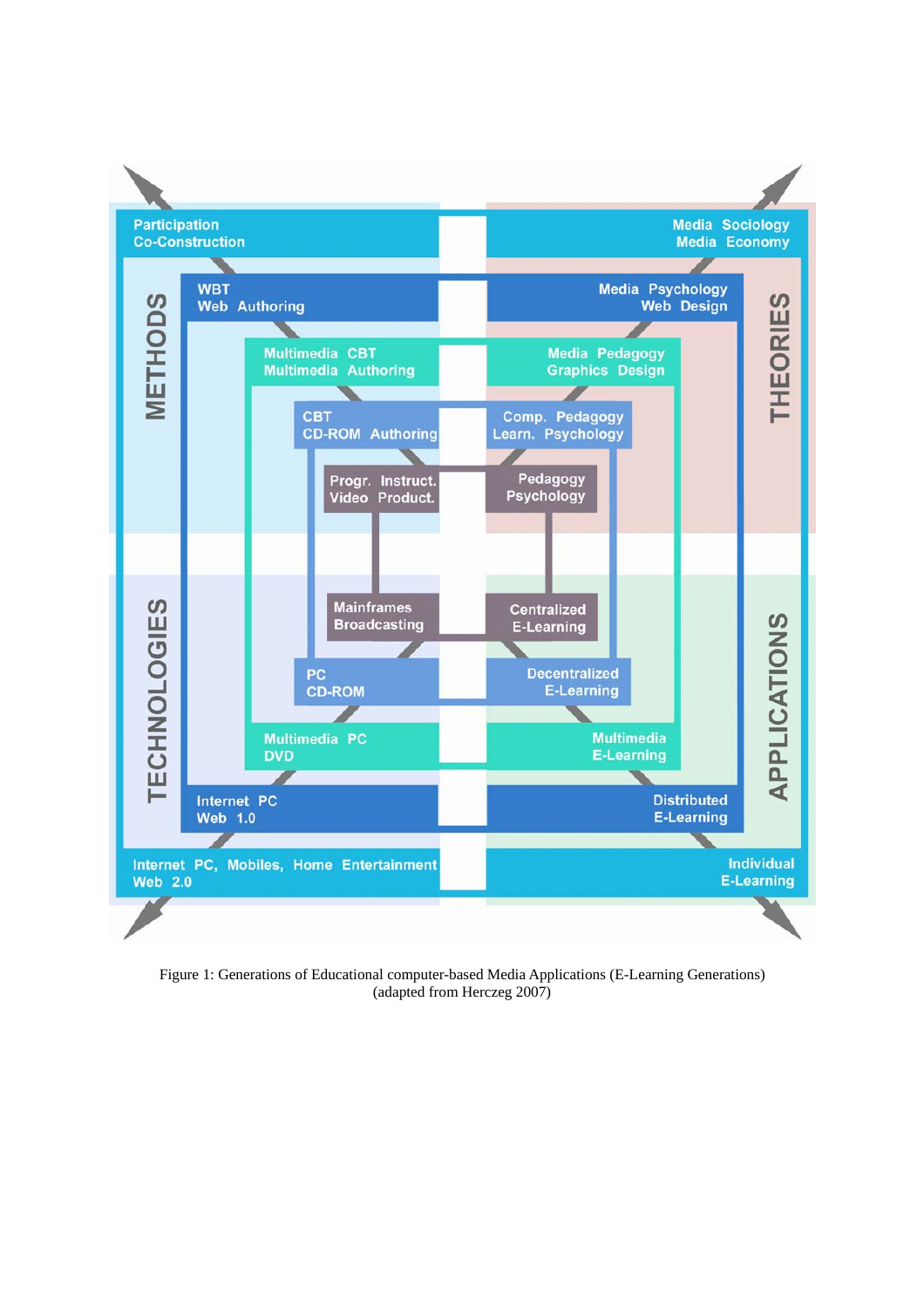METHODS

THEORIES

TECHNOLOGIES

APPLICATIONS

Participation
Co-Construction

Media Sociology
Media Economy

WBT
Web Authoring

Media Psychology
Web Design

Multimedia CBT
Multimedia Authoring

Media Pedagogy
Graphics Design

CBT
CD-ROM Authoring

Comp. Pedagogy
Learn. Psychology

Progr. Instruct.
Video Product.

Pedagogy
Psychology

Mainframes
Broadcasting

Centralized
E-Learning

PC
CD-ROM

Decentralized
E-Learning

Multimedia PC
DVD

Multimedia
E-Learning

Internet PC
Web 1.0

Distributed
E-Learning

Internet PC, Mobiles, Home Entertainment
Web 2.0

Individual
E-Learning

Figure 1: Generations of Educational computer-based Media Applications (E-Learning Generations)
(adapted from Herczeg 2007)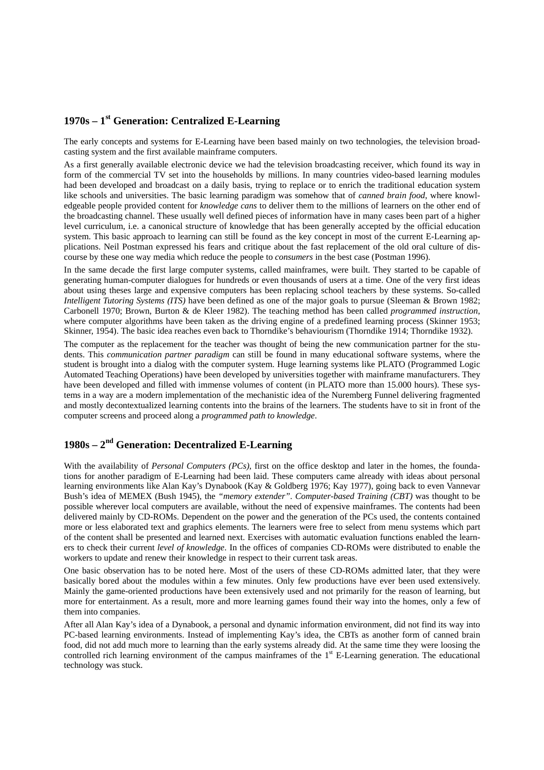## 1970s – 1st Generation: Centralized E-Learning

The early concepts and systems for E-Learning have been based mainly on two technologies, the television broadcasting system and the first available mainframe computers.

As a first generally available electronic device we had the television broadcasting receiver, which found its way in form of the commercial TV set into the households by millions. In many countries video-based learning modules had been developed and broadcast on a daily basis, trying to replace or to enrich the traditional education system like schools and universities. The basic learning paradigm was somehow that of *canned brain food*, where knowledgeable people provided content for *knowledge cans* to deliver them to the millions of learners on the other end of the broadcasting channel. These usually well defined pieces of information have in many cases been part of a higher level curriculum, i.e. a canonical structure of knowledge that has been generally accepted by the official education system. This basic approach to learning can still be found as the key concept in most of the current E-Learning applications. Neil Postman expressed his fears and critique about the fast replacement of the old oral culture of discourse by these one way media which reduce the people to *consumers* in the best case (Postman 1996).

In the same decade the first large computer systems, called mainframes, were built. They started to be capable of generating human-computer dialogues for hundreds or even thousands of users at a time. One of the very first ideas about using theses large and expensive computers has been replacing school teachers by these systems. So-called *Intelligent Tutoring Systems (ITS)* have been defined as one of the major goals to pursue (Sleeman & Brown 1982; Carbonell 1970; Brown, Burton & de Kleer 1982). The teaching method has been called *programmed instruction*, where computer algorithms have been taken as the driving engine of a predefined learning process (Skinner 1953; Skinner, 1954). The basic idea reaches even back to Thorndike's behaviourism (Thorndike 1914; Thorndike 1932).

The computer as the replacement for the teacher was thought of being the new communication partner for the students. This *communication partner paradigm* can still be found in many educational software systems, where the student is brought into a dialog with the computer system. Huge learning systems like PLATO (Programmed Logic Automated Teaching Operations) have been developed by universities together with mainframe manufacturers. They have been developed and filled with immense volumes of content (in PLATO more than 15.000 hours). These systems in a way are a modern implementation of the mechanistic idea of the Nuremberg Funnel delivering fragmented and mostly decontextualized learning contents into the brains of the learners. The students have to sit in front of the computer screens and proceed along a *programmed path to knowledge*.

## 1980s – 2nd Generation: Decentralized E-Learning

With the availability of *Personal Computers (PCs)*, first on the office desktop and later in the homes, the foundations for another paradigm of E-Learning had been laid. These computers came already with ideas about personal learning environments like Alan Kay's Dynabook (Kay & Goldberg 1976; Kay 1977), going back to even Vannevar Bush's idea of MEMEX (Bush 1945), the *"memory extender"*. *Computer-based Training (CBT)* was thought to be possible wherever local computers are available, without the need of expensive mainframes. The contents had been delivered mainly by CD-ROMs. Dependent on the power and the generation of the PCs used, the contents contained more or less elaborated text and graphics elements. The learners were free to select from menu systems which part of the content shall be presented and learned next. Exercises with automatic evaluation functions enabled the learners to check their current *level of knowledge*. In the offices of companies CD-ROMs were distributed to enable the workers to update and renew their knowledge in respect to their current task areas.

One basic observation has to be noted here. Most of the users of these CD-ROMs admitted later, that they were basically bored about the modules within a few minutes. Only few productions have ever been used extensively. Mainly the game-oriented productions have been extensively used and not primarily for the reason of learning, but more for entertainment. As a result, more and more learning games found their way into the homes, only a few of them into companies.

After all Alan Kay's idea of a Dynabook, a personal and dynamic information environment, did not find its way into PC-based learning environments. Instead of implementing Kay's idea, the CBTs as another form of canned brain food, did not add much more to learning than the early systems already did. At the same time they were loosing the controlled rich learning environment of the campus mainframes of the 1st E-Learning generation. The educational technology was stuck.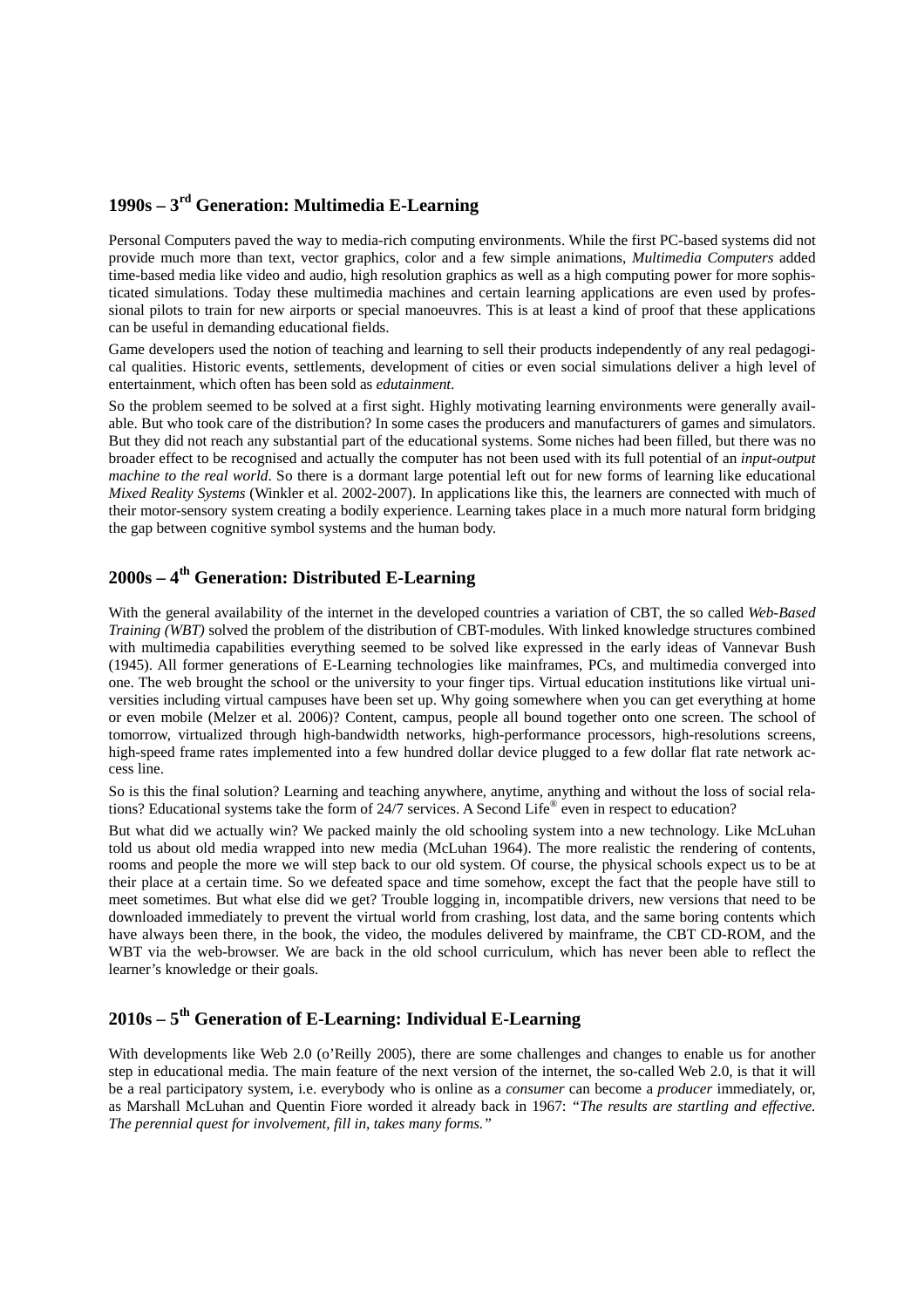## 1990s – 3rd Generation: Multimedia E-Learning

Personal Computers paved the way to media-rich computing environments. While the first PC-based systems did not provide much more than text, vector graphics, color and a few simple animations, *Multimedia Computers* added time-based media like video and audio, high resolution graphics as well as a high computing power for more sophisticated simulations. Today these multimedia machines and certain learning applications are even used by professional pilots to train for new airports or special manoeuvres. This is at least a kind of proof that these applications can be useful in demanding educational fields.

Game developers used the notion of teaching and learning to sell their products independently of any real pedagogical qualities. Historic events, settlements, development of cities or even social simulations deliver a high level of entertainment, which often has been sold as *edutainment*.

So the problem seemed to be solved at a first sight. Highly motivating learning environments were generally available. But who took care of the distribution? In some cases the producers and manufacturers of games and simulators. But they did not reach any substantial part of the educational systems. Some niches had been filled, but there was no broader effect to be recognised and actually the computer has not been used with its full potential of an *input-output machine to the real world*. So there is a dormant large potential left out for new forms of learning like educational *Mixed Reality Systems* (Winkler et al. 2002-2007). In applications like this, the learners are connected with much of their motor-sensory system creating a bodily experience. Learning takes place in a much more natural form bridging the gap between cognitive symbol systems and the human body.

## 2000s – 4th Generation: Distributed E-Learning

With the general availability of the internet in the developed countries a variation of CBT, the so called *Web-Based Training (WBT)* solved the problem of the distribution of CBT-modules. With linked knowledge structures combined with multimedia capabilities everything seemed to be solved like expressed in the early ideas of Vannevar Bush (1945). All former generations of E-Learning technologies like mainframes, PCs, and multimedia converged into one. The web brought the school or the university to your finger tips. Virtual education institutions like virtual universities including virtual campuses have been set up. Why going somewhere when you can get everything at home or even mobile (Melzer et al. 2006)? Content, campus, people all bound together onto one screen. The school of tomorrow, virtualized through high-bandwidth networks, high-performance processors, high-resolutions screens, high-speed frame rates implemented into a few hundred dollar device plugged to a few dollar flat rate network access line.

So is this the final solution? Learning and teaching anywhere, anytime, anything and without the loss of social relations? Educational systems take the form of 24/7 services. A Second Life® even in respect to education?

But what did we actually win? We packed mainly the old schooling system into a new technology. Like McLuhan told us about old media wrapped into new media (McLuhan 1964). The more realistic the rendering of contents, rooms and people the more we will step back to our old system. Of course, the physical schools expect us to be at their place at a certain time. So we defeated space and time somehow, except the fact that the people have still to meet sometimes. But what else did we get? Trouble logging in, incompatible drivers, new versions that need to be downloaded immediately to prevent the virtual world from crashing, lost data, and the same boring contents which have always been there, in the book, the video, the modules delivered by mainframe, the CBT CD-ROM, and the WBT via the web-browser. We are back in the old school curriculum, which has never been able to reflect the learner's knowledge or their goals.

## 2010s – 5th Generation of E-Learning: Individual E-Learning

With developments like Web 2.0 (o'Reilly 2005), there are some challenges and changes to enable us for another step in educational media. The main feature of the next version of the internet, the so-called Web 2.0, is that it will be a real participatory system, i.e. everybody who is online as a *consumer* can become a *producer* immediately, or, as Marshall McLuhan and Quentin Fiore worded it already back in 1967: *"The results are startling and effective. The perennial quest for involvement, fill in, takes many forms."*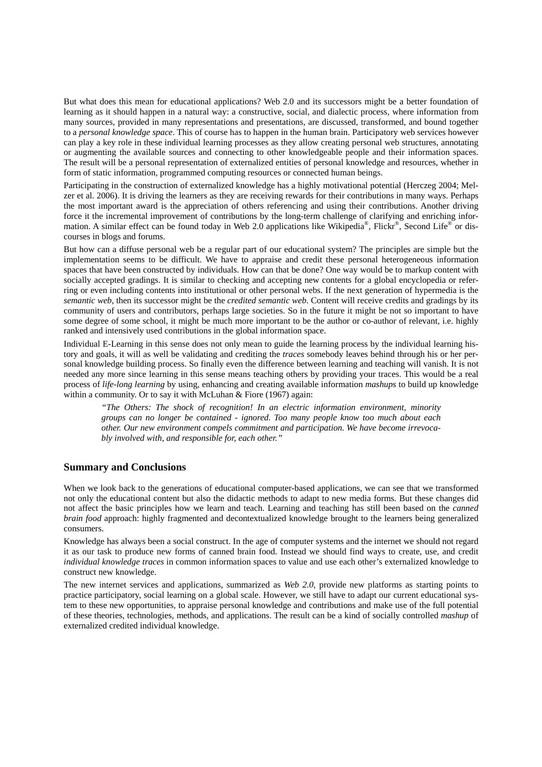But what does this mean for educational applications? Web 2.0 and its successors might be a better foundation of learning as it should happen in a natural way: a constructive, social, and dialectic process, where information from many sources, provided in many representations and presentations, are discussed, transformed, and bound together to a *personal knowledge space*. This of course has to happen in the human brain. Participatory web services however can play a key role in these individual learning processes as they allow creating personal web structures, annotating or augmenting the available sources and connecting to other knowledgeable people and their information spaces. The result will be a personal representation of externalized entities of personal knowledge and resources, whether in form of static information, programmed computing resources or connected human beings.

Participating in the construction of externalized knowledge has a highly motivational potential (Herczeg 2004; Melzer et al. 2006). It is driving the learners as they are receiving rewards for their contributions in many ways. Perhaps the most important award is the appreciation of others referencing and using their contributions. Another driving force it the incremental improvement of contributions by the long-term challenge of clarifying and enriching information. A similar effect can be found today in Web 2.0 applications like Wikipedia®, Flickr®, Second Life® or discourses in blogs and forums.

But how can a diffuse personal web be a regular part of our educational system? The principles are simple but the implementation seems to be difficult. We have to appraise and credit these personal heterogeneous information spaces that have been constructed by individuals. How can that be done? One way would be to markup content with socially accepted gradings. It is similar to checking and accepting new contents for a global encyclopedia or referring or even including contents into institutional or other personal webs. If the next generation of hypermedia is the *semantic web,* then its successor might be the *credited semantic web*. Content will receive credits and gradings by its community of users and contributors, perhaps large societies. So in the future it might be not so important to have some degree of some school, it might be much more important to be the author or co-author of relevant, i.e. highly ranked and intensively used contributions in the global information space.

Individual E-Learning in this sense does not only mean to guide the learning process by the individual learning history and goals, it will as well be validating and crediting the *traces* somebody leaves behind through his or her personal knowledge building process. So finally even the difference between learning and teaching will vanish. It is not needed any more since learning in this sense means teaching others by providing your traces. This would be a real process of *life-long learning* by using, enhancing and creating available information *mashups* to build up knowledge within a community. Or to say it with McLuhan & Fiore (1967) again:

> *"The Others: The shock of recognition! In an electric information environment, minority groups can no longer be contained - ignored. Too many people know too much about each other. Our new environment compels commitment and participation. We have become irrevocably involved with, and responsible for, each other."*

## Summary and Conclusions

When we look back to the generations of educational computer-based applications, we can see that we transformed not only the educational content but also the didactic methods to adapt to new media forms. But these changes did not affect the basic principles how we learn and teach. Learning and teaching has still been based on the *canned brain food* approach: highly fragmented and decontextualized knowledge brought to the learners being generalized consumers.

Knowledge has always been a social construct. In the age of computer systems and the internet we should not regard it as our task to produce new forms of canned brain food. Instead we should find ways to create, use, and credit *individual knowledge traces* in common information spaces to value and use each other's externalized knowledge to construct new knowledge.

The new internet services and applications, summarized as *Web 2.0*, provide new platforms as starting points to practice participatory, social learning on a global scale. However, we still have to adapt our current educational system to these new opportunities, to appraise personal knowledge and contributions and make use of the full potential of these theories, technologies, methods, and applications. The result can be a kind of socially controlled *mashup* of externalized credited individual knowledge.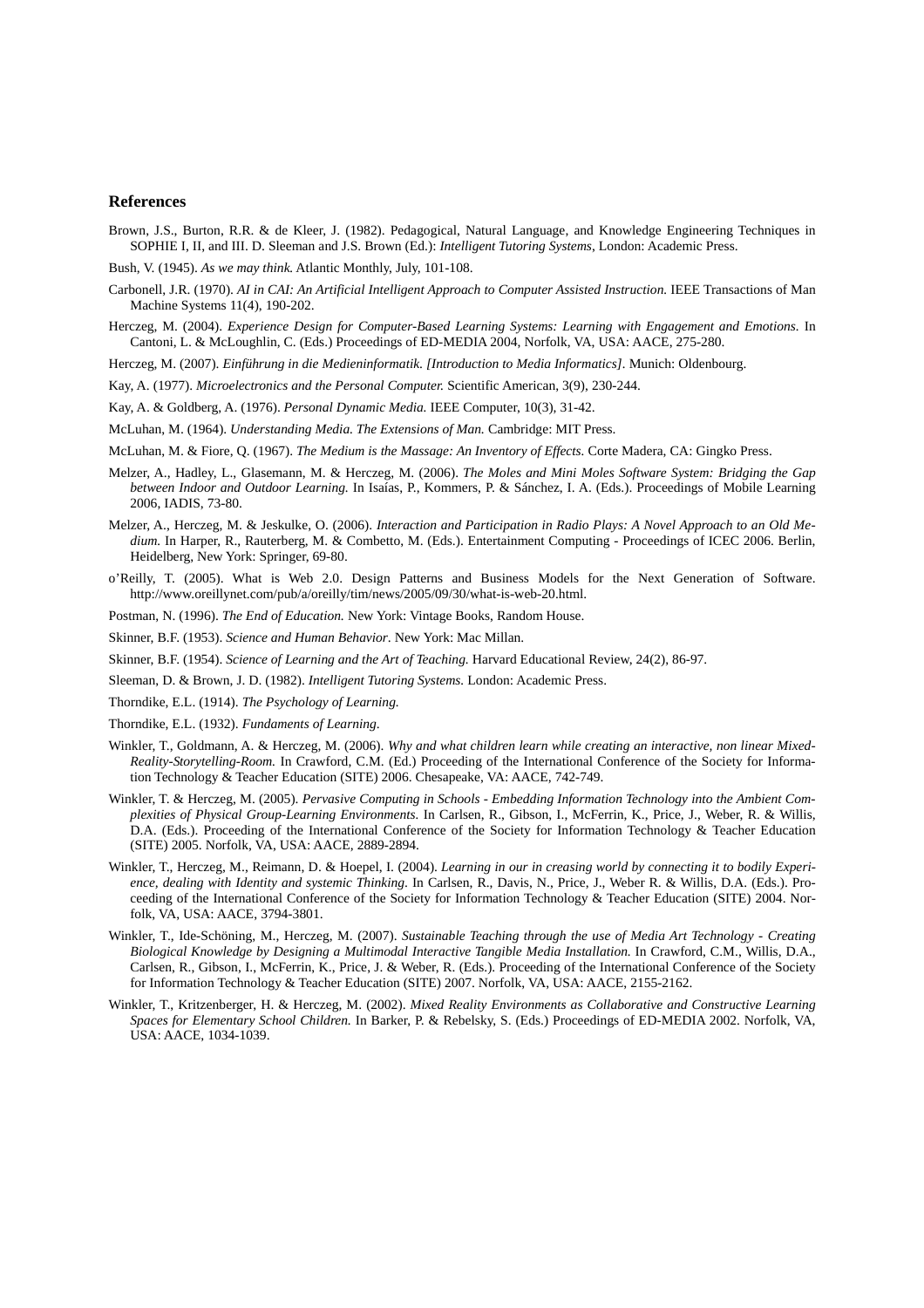## References

Brown, J.S., Burton, R.R. & de Kleer, J. (1982). Pedagogical, Natural Language, and Knowledge Engineering Techniques in SOPHIE I, II, and III. D. Sleeman and J.S. Brown (Ed.): *Intelligent Tutoring Systems*, London: Academic Press.

Bush, V. (1945). *As we may think.* Atlantic Monthly, July, 101-108.

Carbonell, J.R. (1970). *AI in CAI: An Artificial Intelligent Approach to Computer Assisted Instruction.* IEEE Transactions of Man Machine Systems 11(4), 190-202.

Herczeg, M. (2004). *Experience Design for Computer-Based Learning Systems: Learning with Engagement and Emotions.* In Cantoni, L. & McLoughlin, C. (Eds.) Proceedings of ED-MEDIA 2004, Norfolk, VA, USA: AACE, 275-280.

Herczeg, M. (2007). *Einführung in die Medieninformatik. [Introduction to Media Informatics].* Munich: Oldenbourg.

Kay, A. (1977). *Microelectronics and the Personal Computer.* Scientific American, 3(9), 230-244.

Kay, A. & Goldberg, A. (1976). *Personal Dynamic Media.* IEEE Computer, 10(3), 31-42.

McLuhan, M. (1964). *Understanding Media. The Extensions of Man.* Cambridge: MIT Press.

McLuhan, M. & Fiore, Q. (1967). *The Medium is the Massage: An Inventory of Effects.* Corte Madera, CA: Gingko Press.

Melzer, A., Hadley, L., Glasemann, M. & Herczeg, M. (2006). *The Moles and Mini Moles Software System: Bridging the Gap between Indoor and Outdoor Learning.* In Isaías, P., Kommers, P. & Sánchez, I. A. (Eds.). Proceedings of Mobile Learning 2006, IADIS, 73-80.

Melzer, A., Herczeg, M. & Jeskulke, O. (2006). *Interaction and Participation in Radio Plays: A Novel Approach to an Old Medium.* In Harper, R., Rauterberg, M. & Combetto, M. (Eds.). Entertainment Computing - Proceedings of ICEC 2006. Berlin, Heidelberg, New York: Springer, 69-80.

o'Reilly, T. (2005). What is Web 2.0. Design Patterns and Business Models for the Next Generation of Software. http://www.oreillynet.com/pub/a/oreilly/tim/news/2005/09/30/what-is-web-20.html.

Postman, N. (1996). *The End of Education.* New York: Vintage Books, Random House.

Skinner, B.F. (1953). *Science and Human Behavior*. New York: Mac Millan.

Skinner, B.F. (1954). *Science of Learning and the Art of Teaching.* Harvard Educational Review, 24(2), 86-97.

Sleeman, D. & Brown, J. D. (1982). *Intelligent Tutoring Systems.* London: Academic Press.

Thorndike, E.L. (1914). *The Psychology of Learning.*

Thorndike, E.L. (1932). *Fundaments of Learning.*

Winkler, T., Goldmann, A. & Herczeg, M. (2006). *Why and what children learn while creating an interactive, non linear Mixed-Reality-Storytelling-Room.* In Crawford, C.M. (Ed.) Proceeding of the International Conference of the Society for Information Technology & Teacher Education (SITE) 2006. Chesapeake, VA: AACE, 742-749.

Winkler, T. & Herczeg, M. (2005). *Pervasive Computing in Schools - Embedding Information Technology into the Ambient Complexities of Physical Group-Learning Environments.* In Carlsen, R., Gibson, I., McFerrin, K., Price, J., Weber, R. & Willis, D.A. (Eds.). Proceeding of the International Conference of the Society for Information Technology & Teacher Education (SITE) 2005. Norfolk, VA, USA: AACE, 2889-2894.

Winkler, T., Herczeg, M., Reimann, D. & Hoepel, I. (2004). *Learning in our in creasing world by connecting it to bodily Experience, dealing with Identity and systemic Thinking.* In Carlsen, R., Davis, N., Price, J., Weber R. & Willis, D.A. (Eds.). Proceeding of the International Conference of the Society for Information Technology & Teacher Education (SITE) 2004. Norfolk, VA, USA: AACE, 3794-3801.

Winkler, T., Ide-Schöning, M., Herczeg, M. (2007). *Sustainable Teaching through the use of Media Art Technology - Creating Biological Knowledge by Designing a Multimodal Interactive Tangible Media Installation.* In Crawford, C.M., Willis, D.A., Carlsen, R., Gibson, I., McFerrin, K., Price, J. & Weber, R. (Eds.). Proceeding of the International Conference of the Society for Information Technology & Teacher Education (SITE) 2007. Norfolk, VA, USA: AACE, 2155-2162.

Winkler, T., Kritzenberger, H. & Herczeg, M. (2002). *Mixed Reality Environments as Collaborative and Constructive Learning Spaces for Elementary School Children.* In Barker, P. & Rebelsky, S. (Eds.) Proceedings of ED-MEDIA 2002. Norfolk, VA, USA: AACE, 1034-1039.